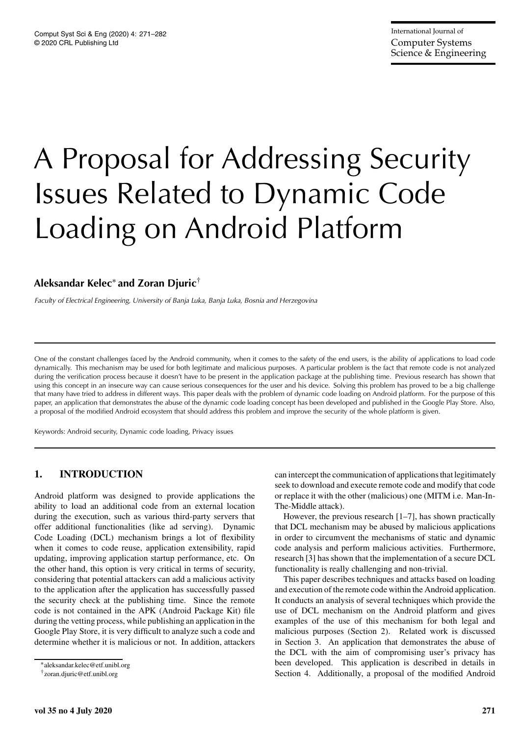# A Proposal for Addressing Security Issues Related to Dynamic Code Loading on Android Platform

**Aleksandar Kelec[*] and Zoran Djuric[†]**

*Faculty of Electrical Engineering, University of Banja Luka, Banja Luka, Bosnia and Herzegovina*

One of the constant challenges faced by the Android community, when it comes to the safety of the end users, is the ability of applications to load code dynamically. This mechanism may be used for both legitimate and malicious purposes. A particular problem is the fact that remote code is not analyzed during the verification process because it doesn't have to be present in the application package at the publishing time. Previous research has shown that using this concept in an insecure way can cause serious consequences for the user and his device. Solving this problem has proved to be a big challenge that many have tried to address in different ways. This paper deals with the problem of dynamic code loading on Android platform. For the purpose of this paper, an application that demonstrates the abuse of the dynamic code loading concept has been developed and published in the Google Play Store. Also, a proposal of the modified Android ecosystem that should address this problem and improve the security of the whole platform is given.

Keywords: Android security, Dynamic code loading, Privacy issues

## 1. INTRODUCTION

Android platform was designed to provide applications the ability to load an additional code from an external location during the execution, such as various third-party servers that offer additional functionalities (like ad serving). Dynamic Code Loading (DCL) mechanism brings a lot of flexibility when it comes to code reuse, application extensibility, rapid updating, improving application startup performance, etc. On the other hand, this option is very critical in terms of security, considering that potential attackers can add a malicious activity to the application after the application has successfully passed the security check at the publishing time. Since the remote code is not contained in the APK (Android Package Kit) file during the vetting process, while publishing an application in the Google Play Store, it is very difficult to analyze such a code and determine whether it is malicious or not. In addition, attackers can intercept the communication of applications that legitimately seek to download and execute remote code and modify that code or replace it with the other (malicious) one (MITM i.e. Man-In-The-Middle attack).

However, the previous research [1–7], has shown practically that DCL mechanism may be abused by malicious applications in order to circumvent the mechanisms of static and dynamic code analysis and perform malicious activities. Furthermore, research [3] has shown that the implementation of a secure DCL functionality is really challenging and non-trivial.

This paper describes techniques and attacks based on loading and execution of the remote code within the Android application. It conducts an analysis of several techniques which provide the use of DCL mechanism on the Android platform and gives examples of the use of this mechanism for both legal and malicious purposes (Section 2). Related work is discussed in Section 3. An application that demonstrates the abuse of the DCL with the aim of compromising user's privacy has been developed. This application is described in details in Section 4. Additionally, a proposal of the modified Android

[*] aleksandar.kelec@etf.unibl.org

[†] zoran.djuric@etf.unibl.org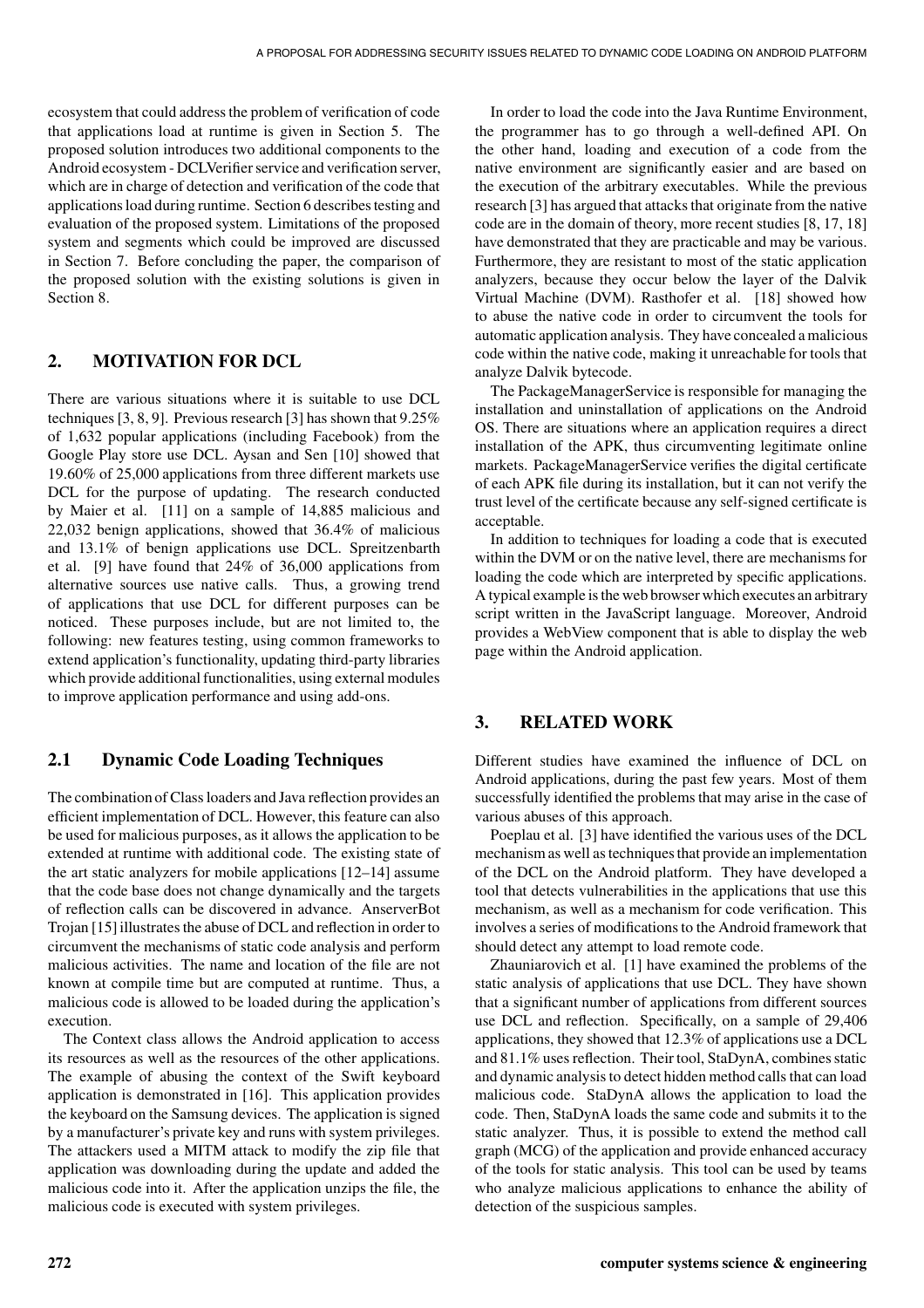ecosystem that could address the problem of verification of code that applications load at runtime is given in Section 5. The proposed solution introduces two additional components to the Android ecosystem - DCLVerifier service and verification server, which are in charge of detection and verification of the code that applications load during runtime. Section 6 describes testing and evaluation of the proposed system. Limitations of the proposed system and segments which could be improved are discussed in Section 7. Before concluding the paper, the comparison of the proposed solution with the existing solutions is given in Section 8.

## 2. MOTIVATION FOR DCL

There are various situations where it is suitable to use DCL techniques [3, 8, 9]. Previous research [3] has shown that 9.25% of 1,632 popular applications (including Facebook) from the Google Play store use DCL. Aysan and Sen [10] showed that 19.60% of 25,000 applications from three different markets use DCL for the purpose of updating. The research conducted by Maier et al. [11] on a sample of 14,885 malicious and 22,032 benign applications, showed that 36.4% of malicious and 13.1% of benign applications use DCL. Spreitzenbarth et al. [9] have found that 24% of 36,000 applications from alternative sources use native calls. Thus, a growing trend of applications that use DCL for different purposes can be noticed. These purposes include, but are not limited to, the following: new features testing, using common frameworks to extend application's functionality, updating third-party libraries which provide additional functionalities, using external modules to improve application performance and using add-ons.

### 2.1 Dynamic Code Loading Techniques

The combination of Class loaders and Java reflection provides an efficient implementation of DCL. However, this feature can also be used for malicious purposes, as it allows the application to be extended at runtime with additional code. The existing state of the art static analyzers for mobile applications [12–14] assume that the code base does not change dynamically and the targets of reflection calls can be discovered in advance. AnserverBot Trojan [15] illustrates the abuse of DCL and reflection in order to circumvent the mechanisms of static code analysis and perform malicious activities. The name and location of the file are not known at compile time but are computed at runtime. Thus, a malicious code is allowed to be loaded during the application's execution.

The Context class allows the Android application to access its resources as well as the resources of the other applications. The example of abusing the context of the Swift keyboard application is demonstrated in [16]. This application provides the keyboard on the Samsung devices. The application is signed by a manufacturer's private key and runs with system privileges. The attackers used a MITM attack to modify the zip file that application was downloading during the update and added the malicious code into it. After the application unzips the file, the malicious code is executed with system privileges.

In order to load the code into the Java Runtime Environment, the programmer has to go through a well-defined API. On the other hand, loading and execution of a code from the native environment are significantly easier and are based on the execution of the arbitrary executables. While the previous research [3] has argued that attacks that originate from the native code are in the domain of theory, more recent studies [8, 17, 18] have demonstrated that they are practicable and may be various. Furthermore, they are resistant to most of the static application analyzers, because they occur below the layer of the Dalvik Virtual Machine (DVM). Rasthofer et al. [18] showed how to abuse the native code in order to circumvent the tools for automatic application analysis. They have concealed a malicious code within the native code, making it unreachable for tools that analyze Dalvik bytecode.

The PackageManagerService is responsible for managing the installation and uninstallation of applications on the Android OS. There are situations where an application requires a direct installation of the APK, thus circumventing legitimate online markets. PackageManagerService verifies the digital certificate of each APK file during its installation, but it can not verify the trust level of the certificate because any self-signed certificate is acceptable.

In addition to techniques for loading a code that is executed within the DVM or on the native level, there are mechanisms for loading the code which are interpreted by specific applications. A typical example is the web browser which executes an arbitrary script written in the JavaScript language. Moreover, Android provides a WebView component that is able to display the web page within the Android application.

## 3. RELATED WORK

Different studies have examined the influence of DCL on Android applications, during the past few years. Most of them successfully identified the problems that may arise in the case of various abuses of this approach.

Poeplau et al. [3] have identified the various uses of the DCL mechanism as well as techniques that provide an implementation of the DCL on the Android platform. They have developed a tool that detects vulnerabilities in the applications that use this mechanism, as well as a mechanism for code verification. This involves a series of modifications to the Android framework that should detect any attempt to load remote code.

Zhauniarovich et al. [1] have examined the problems of the static analysis of applications that use DCL. They have shown that a significant number of applications from different sources use DCL and reflection. Specifically, on a sample of 29,406 applications, they showed that 12.3% of applications use a DCL and 81.1% uses reflection. Their tool, StaDynA, combines static and dynamic analysis to detect hidden method calls that can load malicious code. StaDynA allows the application to load the code. Then, StaDynA loads the same code and submits it to the static analyzer. Thus, it is possible to extend the method call graph (MCG) of the application and provide enhanced accuracy of the tools for static analysis. This tool can be used by teams who analyze malicious applications to enhance the ability of detection of the suspicious samples.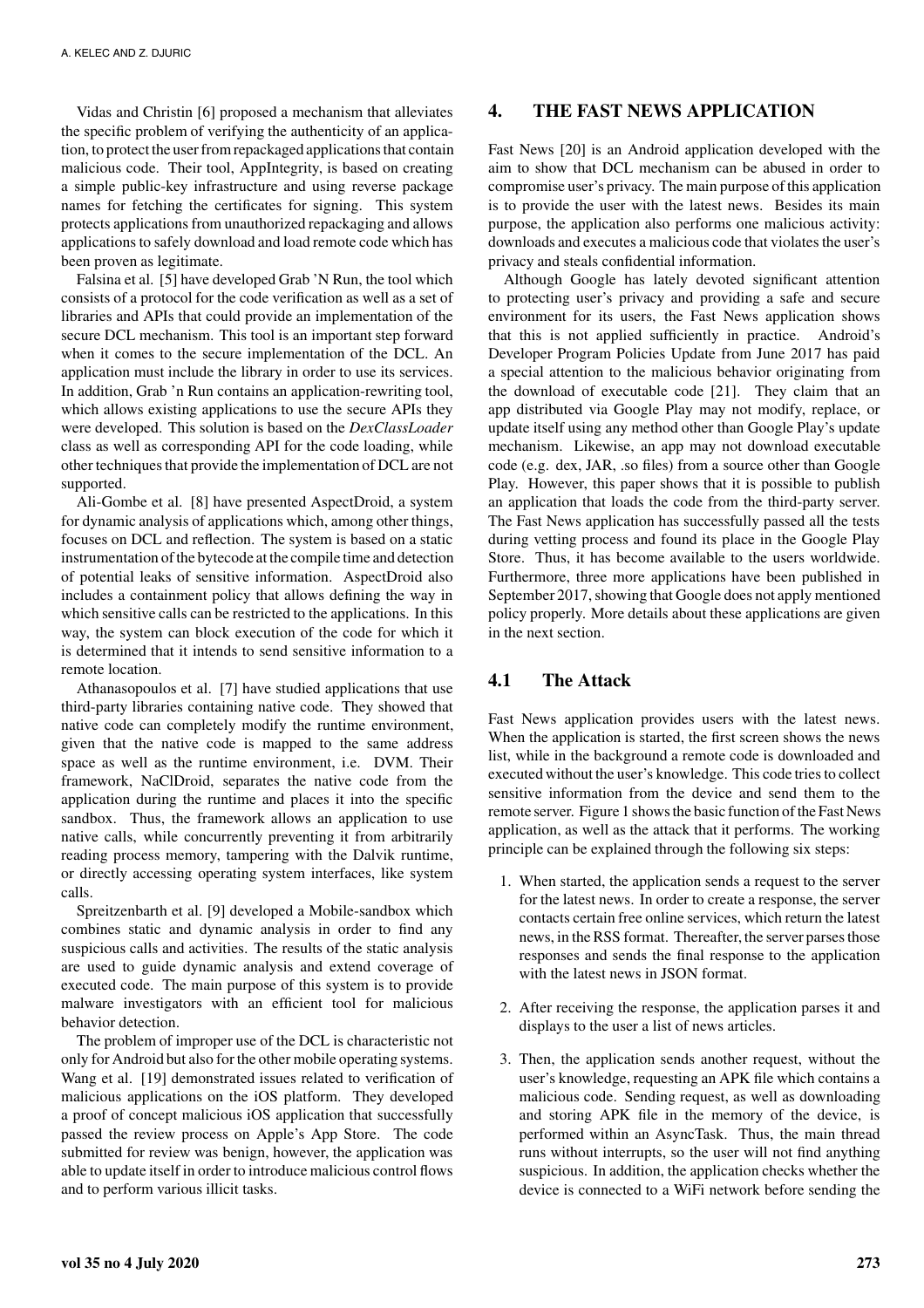Vidas and Christin [6] proposed a mechanism that alleviates the specific problem of verifying the authenticity of an application, to protect the user from repackaged applications that contain malicious code. Their tool, AppIntegrity, is based on creating a simple public-key infrastructure and using reverse package names for fetching the certificates for signing. This system protects applications from unauthorized repackaging and allows applications to safely download and load remote code which has been proven as legitimate.

Falsina et al. [5] have developed Grab 'N Run, the tool which consists of a protocol for the code verification as well as a set of libraries and APIs that could provide an implementation of the secure DCL mechanism. This tool is an important step forward when it comes to the secure implementation of the DCL. An application must include the library in order to use its services. In addition, Grab 'n Run contains an application-rewriting tool, which allows existing applications to use the secure APIs they were developed. This solution is based on the *DexClassLoader* class as well as corresponding API for the code loading, while other techniques that provide the implementation of DCL are not supported.

Ali-Gombe et al. [8] have presented AspectDroid, a system for dynamic analysis of applications which, among other things, focuses on DCL and reflection. The system is based on a static instrumentation of the bytecode at the compile time and detection of potential leaks of sensitive information. AspectDroid also includes a containment policy that allows defining the way in which sensitive calls can be restricted to the applications. In this way, the system can block execution of the code for which it is determined that it intends to send sensitive information to a remote location.

Athanasopoulos et al. [7] have studied applications that use third-party libraries containing native code. They showed that native code can completely modify the runtime environment, given that the native code is mapped to the same address space as well as the runtime environment, i.e. DVM. Their framework, NaClDroid, separates the native code from the application during the runtime and places it into the specific sandbox. Thus, the framework allows an application to use native calls, while concurrently preventing it from arbitrarily reading process memory, tampering with the Dalvik runtime, or directly accessing operating system interfaces, like system calls.

Spreitzenbarth et al. [9] developed a Mobile-sandbox which combines static and dynamic analysis in order to find any suspicious calls and activities. The results of the static analysis are used to guide dynamic analysis and extend coverage of executed code. The main purpose of this system is to provide malware investigators with an efficient tool for malicious behavior detection.

The problem of improper use of the DCL is characteristic not only for Android but also for the other mobile operating systems. Wang et al. [19] demonstrated issues related to verification of malicious applications on the iOS platform. They developed a proof of concept malicious iOS application that successfully passed the review process on Apple's App Store. The code submitted for review was benign, however, the application was able to update itself in order to introduce malicious control flows and to perform various illicit tasks.

## 4. THE FAST NEWS APPLICATION

Fast News [20] is an Android application developed with the aim to show that DCL mechanism can be abused in order to compromise user's privacy. The main purpose of this application is to provide the user with the latest news. Besides its main purpose, the application also performs one malicious activity: downloads and executes a malicious code that violates the user's privacy and steals confidential information.

Although Google has lately devoted significant attention to protecting user's privacy and providing a safe and secure environment for its users, the Fast News application shows that this is not applied sufficiently in practice. Android's Developer Program Policies Update from June 2017 has paid a special attention to the malicious behavior originating from the download of executable code [21]. They claim that an app distributed via Google Play may not modify, replace, or update itself using any method other than Google Play's update mechanism. Likewise, an app may not download executable code (e.g. dex, JAR, .so files) from a source other than Google Play. However, this paper shows that it is possible to publish an application that loads the code from the third-party server. The Fast News application has successfully passed all the tests during vetting process and found its place in the Google Play Store. Thus, it has become available to the users worldwide. Furthermore, three more applications have been published in September 2017, showing that Google does not apply mentioned policy properly. More details about these applications are given in the next section.

### 4.1 The Attack

Fast News application provides users with the latest news. When the application is started, the first screen shows the news list, while in the background a remote code is downloaded and executed without the user's knowledge. This code tries to collect sensitive information from the device and send them to the remote server. Figure 1 shows the basic function of the Fast News application, as well as the attack that it performs. The working principle can be explained through the following six steps:

1. When started, the application sends a request to the server for the latest news. In order to create a response, the server contacts certain free online services, which return the latest news, in the RSS format. Thereafter, the server parses those responses and sends the final response to the application with the latest news in JSON format.

2. After receiving the response, the application parses it and displays to the user a list of news articles.

3. Then, the application sends another request, without the user's knowledge, requesting an APK file which contains a malicious code. Sending request, as well as downloading and storing APK file in the memory of the device, is performed within an AsyncTask. Thus, the main thread runs without interrupts, so the user will not find anything suspicious. In addition, the application checks whether the device is connected to a WiFi network before sending the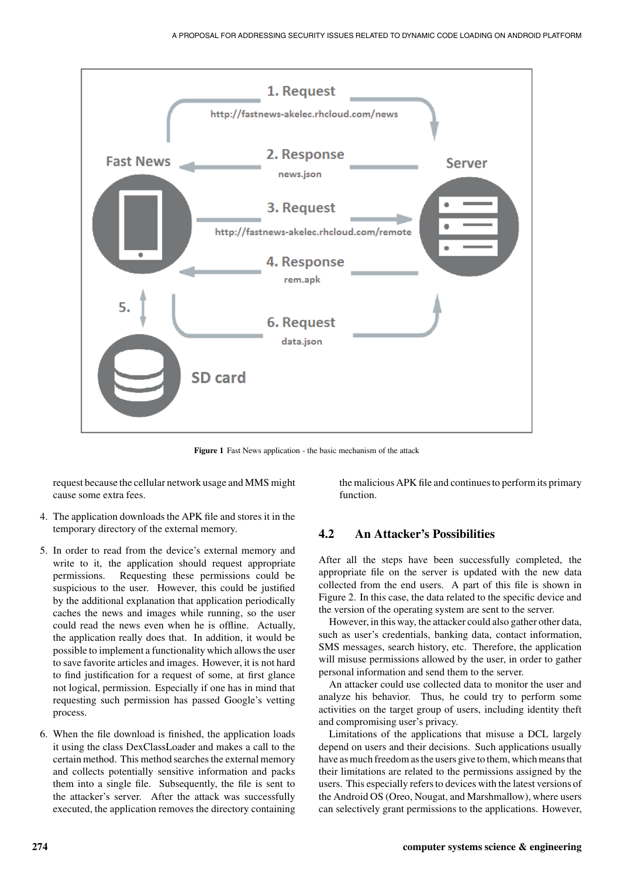Figure 1 Fast News application - the basic mechanism of the attack

request because the cellular network usage and MMS might cause some extra fees.

4. The application downloads the APK file and stores it in the temporary directory of the external memory.

5. In order to read from the device's external memory and write to it, the application should request appropriate permissions. Requesting these permissions could be suspicious to the user. However, this could be justified by the additional explanation that application periodically caches the news and images while running, so the user could read the news even when he is offline. Actually, the application really does that. In addition, it would be possible to implement a functionality which allows the user to save favorite articles and images. However, it is not hard to find justification for a request of some, at first glance not logical, permission. Especially if one has in mind that requesting such permission has passed Google's vetting process.

6. When the file download is finished, the application loads it using the class DexClassLoader and makes a call to the certain method. This method searches the external memory and collects potentially sensitive information and packs them into a single file. Subsequently, the file is sent to the attacker's server. After the attack was successfully executed, the application removes the directory containing the malicious APK file and continues to perform its primary function.

## 4.2 An Attacker's Possibilities

After all the steps have been successfully completed, the appropriate file on the server is updated with the new data collected from the end users. A part of this file is shown in Figure 2. In this case, the data related to the specific device and the version of the operating system are sent to the server.

However, in this way, the attacker could also gather other data, such as user's credentials, banking data, contact information, SMS messages, search history, etc. Therefore, the application will misuse permissions allowed by the user, in order to gather personal information and send them to the server.

An attacker could use collected data to monitor the user and analyze his behavior. Thus, he could try to perform some activities on the target group of users, including identity theft and compromising user's privacy.

Limitations of the applications that misuse a DCL largely depend on users and their decisions. Such applications usually have as much freedom as the users give to them, which means that their limitations are related to the permissions assigned by the users. This especially refers to devices with the latest versions of the Android OS (Oreo, Nougat, and Marshmallow), where users can selectively grant permissions to the applications. However,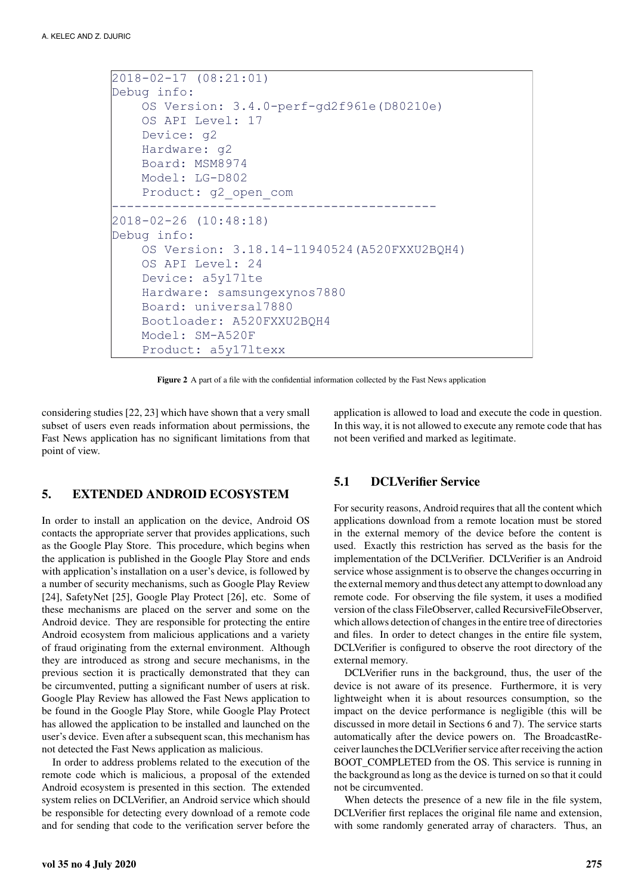```
2018-02-17 (08:21:01)
Debug info:
    OS Version: 3.4.0-perf-gd2f961e(D80210e)
    OS API Level: 17
    Device: g2
    Hardware: g2
    Board: MSM8974
    Model: LG-D802
    Product: g2_open_com
------------------------------------------
2018-02-26 (10:48:18)
Debug info:
    OS Version: 3.18.14-11940524(A520FXXU2BQH4)
    OS API Level: 24
    Device: a5y17lte
    Hardware: samsungexynos7880
    Board: universal7880
    Bootloader: A520FXXU2BQH4
    Model: SM-A520F
    Product: a5y17ltexx
```

**Figure 2** A part of a file with the confidential information collected by the Fast News application

considering studies [22, 23] which have shown that a very small subset of users even reads information about permissions, the Fast News application has no significant limitations from that point of view.

## 5. EXTENDED ANDROID ECOSYSTEM

In order to install an application on the device, Android OS contacts the appropriate server that provides applications, such as the Google Play Store. This procedure, which begins when the application is published in the Google Play Store and ends with application's installation on a user's device, is followed by a number of security mechanisms, such as Google Play Review [24], SafetyNet [25], Google Play Protect [26], etc. Some of these mechanisms are placed on the server and some on the Android device. They are responsible for protecting the entire Android ecosystem from malicious applications and a variety of fraud originating from the external environment. Although they are introduced as strong and secure mechanisms, in the previous section it is practically demonstrated that they can be circumvented, putting a significant number of users at risk. Google Play Review has allowed the Fast News application to be found in the Google Play Store, while Google Play Protect has allowed the application to be installed and launched on the user's device. Even after a subsequent scan, this mechanism has not detected the Fast News application as malicious.

In order to address problems related to the execution of the remote code which is malicious, a proposal of the extended Android ecosystem is presented in this section. The extended system relies on DCLVerifier, an Android service which should be responsible for detecting every download of a remote code and for sending that code to the verification server before the application is allowed to load and execute the code in question. In this way, it is not allowed to execute any remote code that has not been verified and marked as legitimate.

### 5.1 DCLVerifier Service

For security reasons, Android requires that all the content which applications download from a remote location must be stored in the external memory of the device before the content is used. Exactly this restriction has served as the basis for the implementation of the DCLVerifier. DCLVerifier is an Android service whose assignment is to observe the changes occurring in the external memory and thus detect any attempt to download any remote code. For observing the file system, it uses a modified version of the class FileObserver, called RecursiveFileObserver, which allows detection of changes in the entire tree of directories and files. In order to detect changes in the entire file system, DCLVerifier is configured to observe the root directory of the external memory.

DCLVerifier runs in the background, thus, the user of the device is not aware of its presence. Furthermore, it is very lightweight when it is about resources consumption, so the impact on the device performance is negligible (this will be discussed in more detail in Sections 6 and 7). The service starts automatically after the device powers on. The BroadcastReceiver launches the DCLVerifier service after receiving the action BOOT_COMPLETED from the OS. This service is running in the background as long as the device is turned on so that it could not be circumvented.

When detects the presence of a new file in the file system, DCLVerifier first replaces the original file name and extension, with some randomly generated array of characters. Thus, an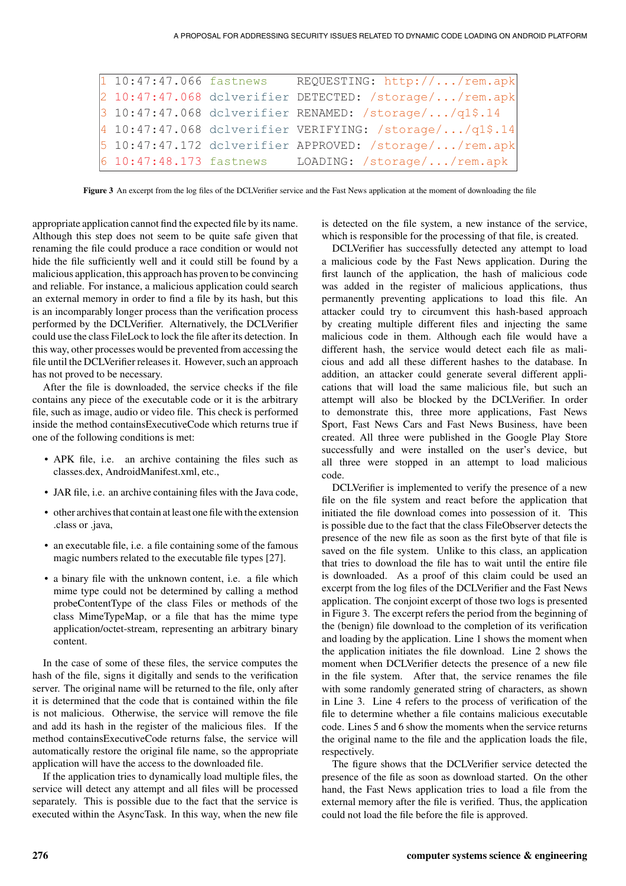```
1 10:47:47.066 fastnews    REQUESTING: http://.../rem.apk
2 10:47:47.068 dclverifier DETECTED: /storage/.../rem.apk
3 10:47:47.068 dclverifier RENAMED: /storage/.../q1$.14
4 10:47:47.068 dclverifier VERIFYING: /storage/.../q1$.14
5 10:47:47.172 dclverifier APPROVED: /storage/.../rem.apk
6 10:47:48.173 fastnews    LOADING: /storage/.../rem.apk
```

**Figure 3** An excerpt from the log files of the DCLVerifier service and the Fast News application at the moment of downloading the file

appropriate application cannot find the expected file by its name. Although this step does not seem to be quite safe given that renaming the file could produce a race condition or would not hide the file sufficiently well and it could still be found by a malicious application, this approach has proven to be convincing and reliable. For instance, a malicious application could search an external memory in order to find a file by its hash, but this is an incomparably longer process than the verification process performed by the DCLVerifier. Alternatively, the DCLVerifier could use the class FileLock to lock the file after its detection. In this way, other processes would be prevented from accessing the file until the DCLVerifier releases it. However, such an approach has not proved to be necessary.

After the file is downloaded, the service checks if the file contains any piece of the executable code or it is the arbitrary file, such as image, audio or video file. This check is performed inside the method containsExecutiveCode which returns true if one of the following conditions is met:

- APK file, i.e. an archive containing the files such as classes.dex, AndroidManifest.xml, etc.,
- JAR file, i.e. an archive containing files with the Java code,
- other archives that contain at least one file with the extension .class or .java,
- an executable file, i.e. a file containing some of the famous magic numbers related to the executable file types [27].
- a binary file with the unknown content, i.e. a file which mime type could not be determined by calling a method probeContentType of the class Files or methods of the class MimeTypeMap, or a file that has the mime type application/octet-stream, representing an arbitrary binary content.

In the case of some of these files, the service computes the hash of the file, signs it digitally and sends to the verification server. The original name will be returned to the file, only after it is determined that the code that is contained within the file is not malicious. Otherwise, the service will remove the file and add its hash in the register of the malicious files. If the method containsExecutiveCode returns false, the service will automatically restore the original file name, so the appropriate application will have the access to the downloaded file.

If the application tries to dynamically load multiple files, the service will detect any attempt and all files will be processed separately. This is possible due to the fact that the service is executed within the AsyncTask. In this way, when the new file is detected on the file system, a new instance of the service, which is responsible for the processing of that file, is created.

DCLVerifier has successfully detected any attempt to load a malicious code by the Fast News application. During the first launch of the application, the hash of malicious code was added to the register of malicious applications, thus permanently preventing applications to load this file. An attacker could try to circumvent this hash-based approach by creating multiple different files and injecting the same malicious code in them. Although each file would have a different hash, the service would detect each file as malicious and add all these different hashes to the database. In addition, an attacker could generate several different applications that will load the same malicious file, but such an attempt will also be blocked by the DCLVerifier. In order to demonstrate this, three more applications, Fast News Sport, Fast News Cars and Fast News Business, have been created. All three were published in the Google Play Store successfully and were installed on the user's device, but all three were stopped in an attempt to load malicious code.

DCLVerifier is implemented to verify the presence of a new file on the file system and react before the application that initiated the file download comes into possession of it. This is possible due to the fact that the class FileObserver detects the presence of the new file as soon as the first byte of that file is saved on the file system. Unlike to this class, an application that tries to download the file has to wait until the entire file is downloaded. As a proof of this claim could be used an excerpt from the log files of the DCLVerifier and the Fast News application. The conjoint excerpt of those two logs is presented in Figure 3. The excerpt refers the period from the beginning of the (benign) file download to the completion of its verification and loading by the application. Line 1 shows the moment when the application initiates the file download. Line 2 shows the moment when DCLVerifier detects the presence of a new file in the file system. After that, the service renames the file with some randomly generated string of characters, as shown in Line 3. Line 4 refers to the process of verification of the file to determine whether a file contains malicious executable code. Lines 5 and 6 show the moments when the service returns the original name to the file and the application loads the file, respectively.

The figure shows that the DCLVerifier service detected the presence of the file as soon as download started. On the other hand, the Fast News application tries to load a file from the external memory after the file is verified. Thus, the application could not load the file before the file is approved.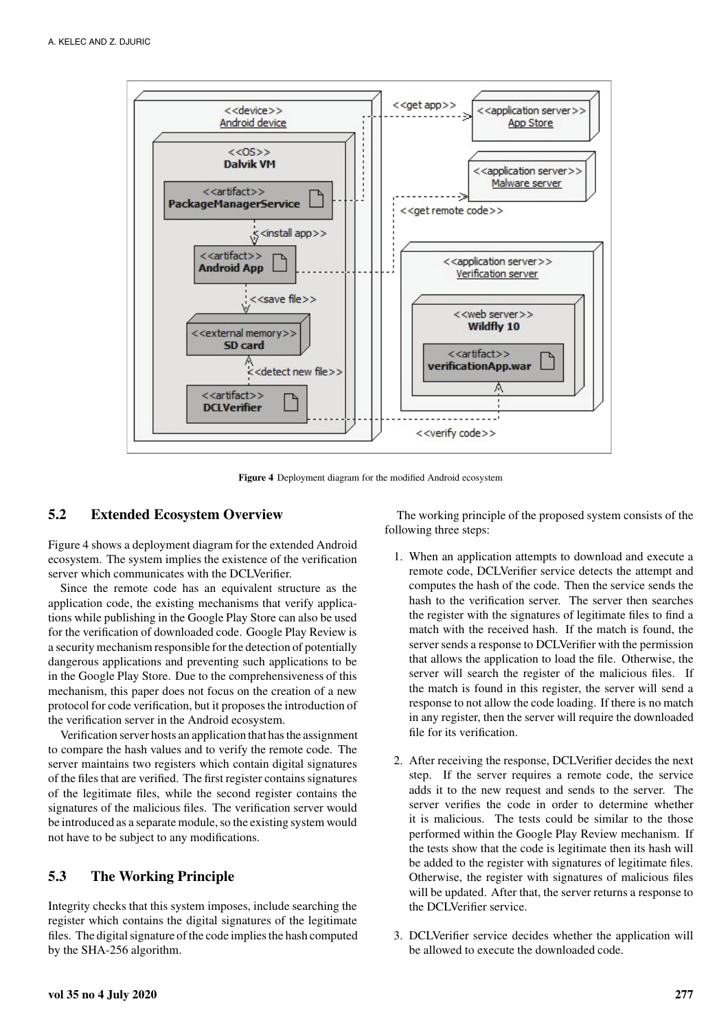Figure 4 Deployment diagram for the modified Android ecosystem

## 5.2 Extended Ecosystem Overview

Figure 4 shows a deployment diagram for the extended Android ecosystem. The system implies the existence of the verification server which communicates with the DCLVerifier.

Since the remote code has an equivalent structure as the application code, the existing mechanisms that verify applications while publishing in the Google Play Store can also be used for the verification of downloaded code. Google Play Review is a security mechanism responsible for the detection of potentially dangerous applications and preventing such applications to be in the Google Play Store. Due to the comprehensiveness of this mechanism, this paper does not focus on the creation of a new protocol for code verification, but it proposes the introduction of the verification server in the Android ecosystem.

Verification server hosts an application that has the assignment to compare the hash values and to verify the remote code. The server maintains two registers which contain digital signatures of the files that are verified. The first register contains signatures of the legitimate files, while the second register contains the signatures of the malicious files. The verification server would be introduced as a separate module, so the existing system would not have to be subject to any modifications.

## 5.3 The Working Principle

Integrity checks that this system imposes, include searching the register which contains the digital signatures of the legitimate files. The digital signature of the code implies the hash computed by the SHA-256 algorithm.

The working principle of the proposed system consists of the following three steps:

1. When an application attempts to download and execute a remote code, DCLVerifier service detects the attempt and computes the hash of the code. Then the service sends the hash to the verification server. The server then searches the register with the signatures of legitimate files to find a match with the received hash. If the match is found, the server sends a response to DCLVerifier with the permission that allows the application to load the file. Otherwise, the server will search the register of the malicious files. If the match is found in this register, the server will send a response to not allow the code loading. If there is no match in any register, then the server will require the downloaded file for its verification.

2. After receiving the response, DCLVerifier decides the next step. If the server requires a remote code, the service adds it to the new request and sends to the server. The server verifies the code in order to determine whether it is malicious. The tests could be similar to the those performed within the Google Play Review mechanism. If the tests show that the code is legitimate then its hash will be added to the register with signatures of legitimate files. Otherwise, the register with signatures of malicious files will be updated. After that, the server returns a response to the DCLVerifier service.

3. DCLVerifier service decides whether the application will be allowed to execute the downloaded code.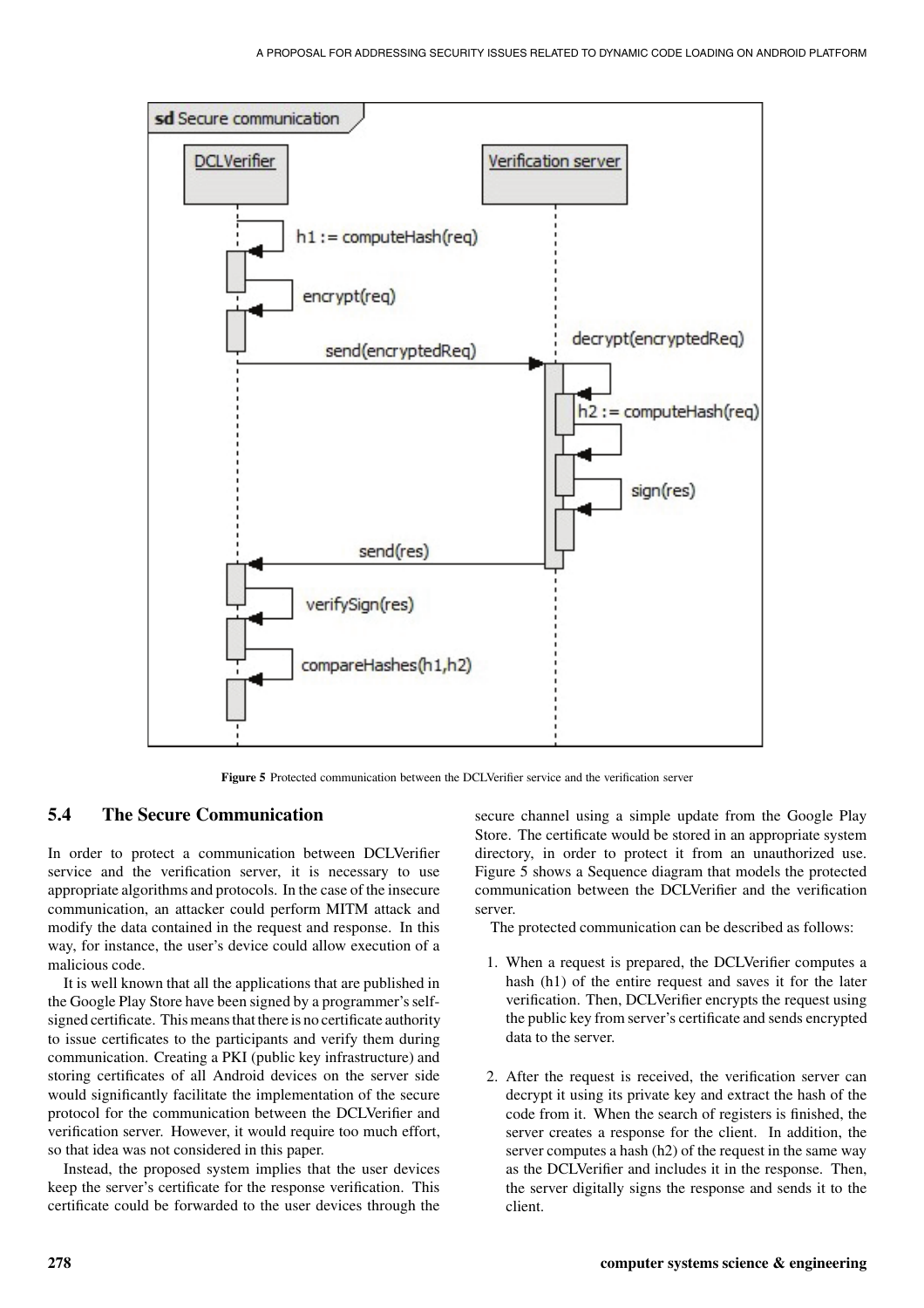Figure 5 Protected communication between the DCLVerifier service and the verification server

## 5.4 The Secure Communication

In order to protect a communication between DCLVerifier service and the verification server, it is necessary to use appropriate algorithms and protocols. In the case of the insecure communication, an attacker could perform MITM attack and modify the data contained in the request and response. In this way, for instance, the user's device could allow execution of a malicious code.

It is well known that all the applications that are published in the Google Play Store have been signed by a programmer's self-signed certificate. This means that there is no certificate authority to issue certificates to the participants and verify them during communication. Creating a PKI (public key infrastructure) and storing certificates of all Android devices on the server side would significantly facilitate the implementation of the secure protocol for the communication between the DCLVerifier and verification server. However, it would require too much effort, so that idea was not considered in this paper.

Instead, the proposed system implies that the user devices keep the server's certificate for the response verification. This certificate could be forwarded to the user devices through the secure channel using a simple update from the Google Play Store. The certificate would be stored in an appropriate system directory, in order to protect it from an unauthorized use. Figure 5 shows a Sequence diagram that models the protected communication between the DCLVerifier and the verification server.

The protected communication can be described as follows:

1. When a request is prepared, the DCLVerifier computes a hash (h1) of the entire request and saves it for the later verification. Then, DCLVerifier encrypts the request using the public key from server's certificate and sends encrypted data to the server.

2. After the request is received, the verification server can decrypt it using its private key and extract the hash of the code from it. When the search of registers is finished, the server creates a response for the client. In addition, the server computes a hash (h2) of the request in the same way as the DCLVerifier and includes it in the response. Then, the server digitally signs the response and sends it to the client.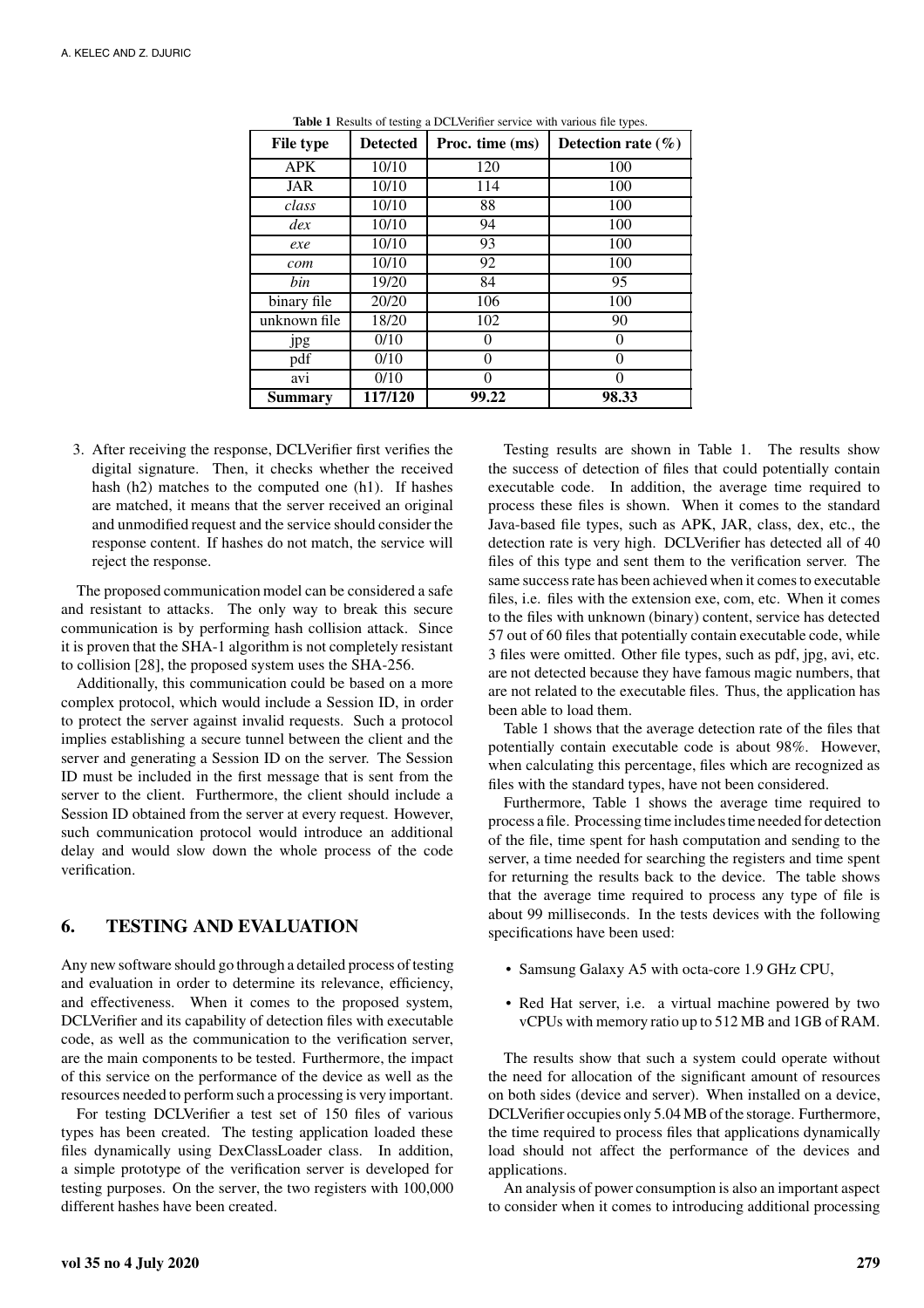**Table 1** Results of testing a DCLVerifier service with various file types.

| File type | Detected | Proc. time (ms) | Detection rate (%) |
|---|---|---|---|
| APK | 10/10 | 120 | 100 |
| JAR | 10/10 | 114 | 100 |
| *class* | 10/10 | 88 | 100 |
| *dex* | 10/10 | 94 | 100 |
| *exe* | 10/10 | 93 | 100 |
| *com* | 10/10 | 92 | 100 |
| *bin* | 19/20 | 84 | 95 |
| binary file | 20/20 | 106 | 100 |
| unknown file | 18/20 | 102 | 90 |
| jpg | 0/10 | 0 | 0 |
| pdf | 0/10 | 0 | 0 |
| avi | 0/10 | 0 | 0 |
| **Summary** | **117/120** | **99.22** | **98.33** |

3. After receiving the response, DCLVerifier first verifies the digital signature. Then, it checks whether the received hash (h2) matches to the computed one (h1). If hashes are matched, it means that the server received an original and unmodified request and the service should consider the response content. If hashes do not match, the service will reject the response.

The proposed communication model can be considered a safe and resistant to attacks. The only way to break this secure communication is by performing hash collision attack. Since it is proven that the SHA-1 algorithm is not completely resistant to collision [28], the proposed system uses the SHA-256.

Additionally, this communication could be based on a more complex protocol, which would include a Session ID, in order to protect the server against invalid requests. Such a protocol implies establishing a secure tunnel between the client and the server and generating a Session ID on the server. The Session ID must be included in the first message that is sent from the server to the client. Furthermore, the client should include a Session ID obtained from the server at every request. However, such communication protocol would introduce an additional delay and would slow down the whole process of the code verification.

## 6. TESTING AND EVALUATION

Any new software should go through a detailed process of testing and evaluation in order to determine its relevance, efficiency, and effectiveness. When it comes to the proposed system, DCLVerifier and its capability of detection files with executable code, as well as the communication to the verification server, are the main components to be tested. Furthermore, the impact of this service on the performance of the device as well as the resources needed to perform such a processing is very important.

For testing DCLVerifier a test set of 150 files of various types has been created. The testing application loaded these files dynamically using DexClassLoader class. In addition, a simple prototype of the verification server is developed for testing purposes. On the server, the two registers with 100,000 different hashes have been created.

Testing results are shown in Table 1. The results show the success of detection of files that could potentially contain executable code. In addition, the average time required to process these files is shown. When it comes to the standard Java-based file types, such as APK, JAR, class, dex, etc., the detection rate is very high. DCLVerifier has detected all of 40 files of this type and sent them to the verification server. The same success rate has been achieved when it comes to executable files, i.e. files with the extension exe, com, etc. When it comes to the files with unknown (binary) content, service has detected 57 out of 60 files that potentially contain executable code, while 3 files were omitted. Other file types, such as pdf, jpg, avi, etc. are not detected because they have famous magic numbers, that are not related to the executable files. Thus, the application has been able to load them.

Table 1 shows that the average detection rate of the files that potentially contain executable code is about 98%. However, when calculating this percentage, files which are recognized as files with the standard types, have not been considered.

Furthermore, Table 1 shows the average time required to process a file. Processing time includes time needed for detection of the file, time spent for hash computation and sending to the server, a time needed for searching the registers and time spent for returning the results back to the device. The table shows that the average time required to process any type of file is about 99 milliseconds. In the tests devices with the following specifications have been used:

- Samsung Galaxy A5 with octa-core 1.9 GHz CPU,
- Red Hat server, i.e. a virtual machine powered by two vCPUs with memory ratio up to 512 MB and 1GB of RAM.

The results show that such a system could operate without the need for allocation of the significant amount of resources on both sides (device and server). When installed on a device, DCLVerifier occupies only 5.04 MB of the storage. Furthermore, the time required to process files that applications dynamically load should not affect the performance of the devices and applications.

An analysis of power consumption is also an important aspect to consider when it comes to introducing additional processing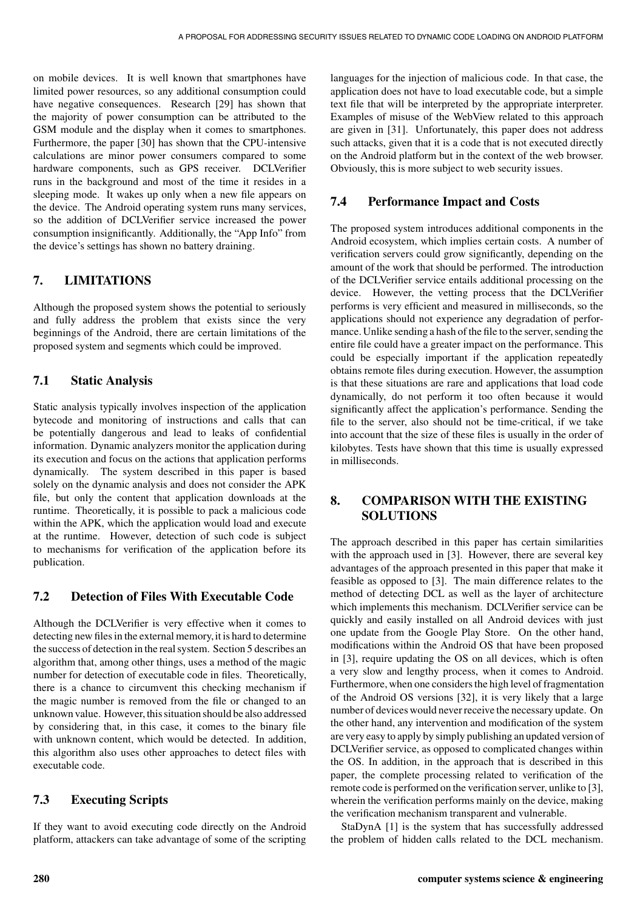on mobile devices. It is well known that smartphones have limited power resources, so any additional consumption could have negative consequences. Research [29] has shown that the majority of power consumption can be attributed to the GSM module and the display when it comes to smartphones. Furthermore, the paper [30] has shown that the CPU-intensive calculations are minor power consumers compared to some hardware components, such as GPS receiver. DCLVerifier runs in the background and most of the time it resides in a sleeping mode. It wakes up only when a new file appears on the device. The Android operating system runs many services, so the addition of DCLVerifier service increased the power consumption insignificantly. Additionally, the "App Info" from the device's settings has shown no battery draining.

## 7. LIMITATIONS

Although the proposed system shows the potential to seriously and fully address the problem that exists since the very beginnings of the Android, there are certain limitations of the proposed system and segments which could be improved.

### 7.1 Static Analysis

Static analysis typically involves inspection of the application bytecode and monitoring of instructions and calls that can be potentially dangerous and lead to leaks of confidential information. Dynamic analyzers monitor the application during its execution and focus on the actions that application performs dynamically. The system described in this paper is based solely on the dynamic analysis and does not consider the APK file, but only the content that application downloads at the runtime. Theoretically, it is possible to pack a malicious code within the APK, which the application would load and execute at the runtime. However, detection of such code is subject to mechanisms for verification of the application before its publication.

### 7.2 Detection of Files With Executable Code

Although the DCLVerifier is very effective when it comes to detecting new files in the external memory, it is hard to determine the success of detection in the real system. Section 5 describes an algorithm that, among other things, uses a method of the magic number for detection of executable code in files. Theoretically, there is a chance to circumvent this checking mechanism if the magic number is removed from the file or changed to an unknown value. However, this situation should be also addressed by considering that, in this case, it comes to the binary file with unknown content, which would be detected. In addition, this algorithm also uses other approaches to detect files with executable code.

### 7.3 Executing Scripts

If they want to avoid executing code directly on the Android platform, attackers can take advantage of some of the scripting languages for the injection of malicious code. In that case, the application does not have to load executable code, but a simple text file that will be interpreted by the appropriate interpreter. Examples of misuse of the WebView related to this approach are given in [31]. Unfortunately, this paper does not address such attacks, given that it is a code that is not executed directly on the Android platform but in the context of the web browser. Obviously, this is more subject to web security issues.

### 7.4 Performance Impact and Costs

The proposed system introduces additional components in the Android ecosystem, which implies certain costs. A number of verification servers could grow significantly, depending on the amount of the work that should be performed. The introduction of the DCLVerifier service entails additional processing on the device. However, the vetting process that the DCLVerifier performs is very efficient and measured in milliseconds, so the applications should not experience any degradation of performance. Unlike sending a hash of the file to the server, sending the entire file could have a greater impact on the performance. This could be especially important if the application repeatedly obtains remote files during execution. However, the assumption is that these situations are rare and applications that load code dynamically, do not perform it too often because it would significantly affect the application's performance. Sending the file to the server, also should not be time-critical, if we take into account that the size of these files is usually in the order of kilobytes. Tests have shown that this time is usually expressed in milliseconds.

## 8. COMPARISON WITH THE EXISTING SOLUTIONS

The approach described in this paper has certain similarities with the approach used in [3]. However, there are several key advantages of the approach presented in this paper that make it feasible as opposed to [3]. The main difference relates to the method of detecting DCL as well as the layer of architecture which implements this mechanism. DCLVerifier service can be quickly and easily installed on all Android devices with just one update from the Google Play Store. On the other hand, modifications within the Android OS that have been proposed in [3], require updating the OS on all devices, which is often a very slow and lengthy process, when it comes to Android. Furthermore, when one considers the high level of fragmentation of the Android OS versions [32], it is very likely that a large number of devices would never receive the necessary update. On the other hand, any intervention and modification of the system are very easy to apply by simply publishing an updated version of DCLVerifier service, as opposed to complicated changes within the OS. In addition, in the approach that is described in this paper, the complete processing related to verification of the remote code is performed on the verification server, unlike to [3], wherein the verification performs mainly on the device, making the verification mechanism transparent and vulnerable.

StaDynA [1] is the system that has successfully addressed the problem of hidden calls related to the DCL mechanism.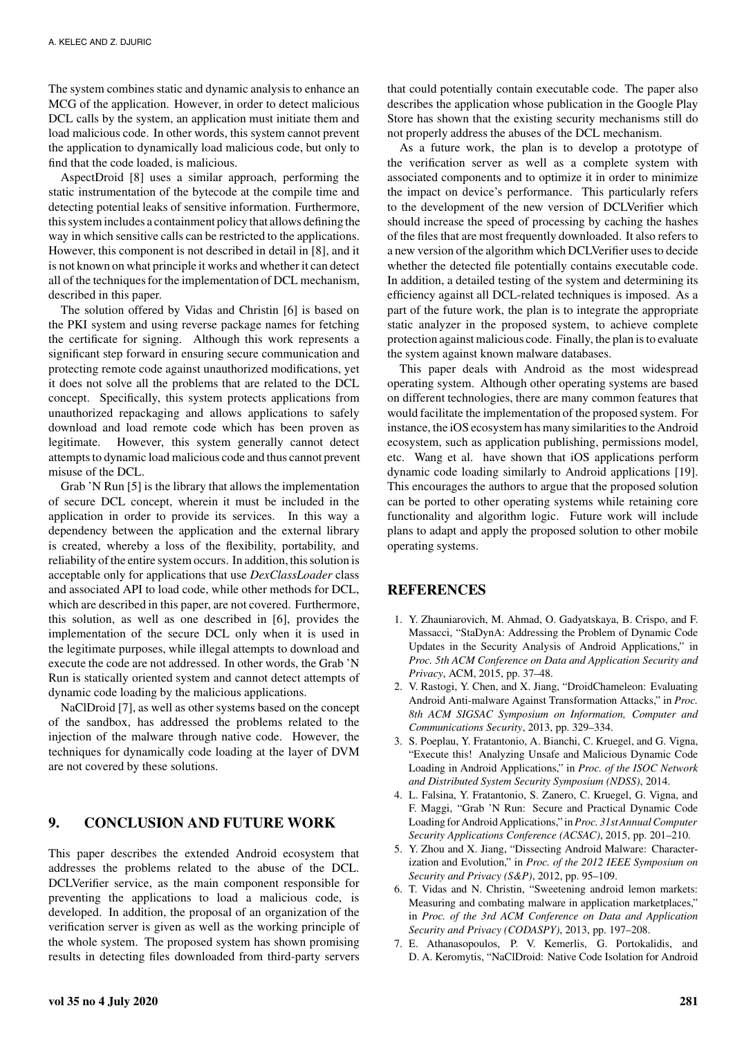The system combines static and dynamic analysis to enhance an MCG of the application. However, in order to detect malicious DCL calls by the system, an application must initiate them and load malicious code. In other words, this system cannot prevent the application to dynamically load malicious code, but only to find that the code loaded, is malicious.

AspectDroid [8] uses a similar approach, performing the static instrumentation of the bytecode at the compile time and detecting potential leaks of sensitive information. Furthermore, this system includes a containment policy that allows defining the way in which sensitive calls can be restricted to the applications. However, this component is not described in detail in [8], and it is not known on what principle it works and whether it can detect all of the techniques for the implementation of DCL mechanism, described in this paper.

The solution offered by Vidas and Christin [6] is based on the PKI system and using reverse package names for fetching the certificate for signing. Although this work represents a significant step forward in ensuring secure communication and protecting remote code against unauthorized modifications, yet it does not solve all the problems that are related to the DCL concept. Specifically, this system protects applications from unauthorized repackaging and allows applications to safely download and load remote code which has been proven as legitimate. However, this system generally cannot detect attempts to dynamic load malicious code and thus cannot prevent misuse of the DCL.

Grab 'N Run [5] is the library that allows the implementation of secure DCL concept, wherein it must be included in the application in order to provide its services. In this way a dependency between the application and the external library is created, whereby a loss of the flexibility, portability, and reliability of the entire system occurs. In addition, this solution is acceptable only for applications that use *DexClassLoader* class and associated API to load code, while other methods for DCL, which are described in this paper, are not covered. Furthermore, this solution, as well as one described in [6], provides the implementation of the secure DCL only when it is used in the legitimate purposes, while illegal attempts to download and execute the code are not addressed. In other words, the Grab 'N Run is statically oriented system and cannot detect attempts of dynamic code loading by the malicious applications.

NaClDroid [7], as well as other systems based on the concept of the sandbox, has addressed the problems related to the injection of the malware through native code. However, the techniques for dynamically code loading at the layer of DVM are not covered by these solutions.

## 9. CONCLUSION AND FUTURE WORK

This paper describes the extended Android ecosystem that addresses the problems related to the abuse of the DCL. DCLVerifier service, as the main component responsible for preventing the applications to load a malicious code, is developed. In addition, the proposal of an organization of the verification server is given as well as the working principle of the whole system. The proposed system has shown promising results in detecting files downloaded from third-party servers that could potentially contain executable code. The paper also describes the application whose publication in the Google Play Store has shown that the existing security mechanisms still do not properly address the abuses of the DCL mechanism.

As a future work, the plan is to develop a prototype of the verification server as well as a complete system with associated components and to optimize it in order to minimize the impact on device's performance. This particularly refers to the development of the new version of DCLVerifier which should increase the speed of processing by caching the hashes of the files that are most frequently downloaded. It also refers to a new version of the algorithm which DCLVerifier uses to decide whether the detected file potentially contains executable code. In addition, a detailed testing of the system and determining its efficiency against all DCL-related techniques is imposed. As a part of the future work, the plan is to integrate the appropriate static analyzer in the proposed system, to achieve complete protection against malicious code. Finally, the plan is to evaluate the system against known malware databases.

This paper deals with Android as the most widespread operating system. Although other operating systems are based on different technologies, there are many common features that would facilitate the implementation of the proposed system. For instance, the iOS ecosystem has many similarities to the Android ecosystem, such as application publishing, permissions model, etc. Wang et al. have shown that iOS applications perform dynamic code loading similarly to Android applications [19]. This encourages the authors to argue that the proposed solution can be ported to other operating systems while retaining core functionality and algorithm logic. Future work will include plans to adapt and apply the proposed solution to other mobile operating systems.

## REFERENCES

1. Y. Zhauniarovich, M. Ahmad, O. Gadyatskaya, B. Crispo, and F. Massacci, "StaDynA: Addressing the Problem of Dynamic Code Updates in the Security Analysis of Android Applications," in *Proc. 5th ACM Conference on Data and Application Security and Privacy*, ACM, 2015, pp. 37–48.
2. V. Rastogi, Y. Chen, and X. Jiang, "DroidChameleon: Evaluating Android Anti-malware Against Transformation Attacks," in *Proc. 8th ACM SIGSAC Symposium on Information, Computer and Communications Security*, 2013, pp. 329–334.
3. S. Poeplau, Y. Fratantonio, A. Bianchi, C. Kruegel, and G. Vigna, "Execute this! Analyzing Unsafe and Malicious Dynamic Code Loading in Android Applications," in *Proc. of the ISOC Network and Distributed System Security Symposium (NDSS)*, 2014.
4. L. Falsina, Y. Fratantonio, S. Zanero, C. Kruegel, G. Vigna, and F. Maggi, "Grab 'N Run: Secure and Practical Dynamic Code Loading for Android Applications," in *Proc. 31st Annual Computer Security Applications Conference (ACSAC)*, 2015, pp. 201–210.
5. Y. Zhou and X. Jiang, "Dissecting Android Malware: Characterization and Evolution," in *Proc. of the 2012 IEEE Symposium on Security and Privacy (S&P)*, 2012, pp. 95–109.
6. T. Vidas and N. Christin, "Sweetening android lemon markets: Measuring and combating malware in application marketplaces," in *Proc. of the 3rd ACM Conference on Data and Application Security and Privacy (CODASPY)*, 2013, pp. 197–208.
7. E. Athanasopoulos, P. V. Kemerlis, G. Portokalidis, and D. A. Keromytis, "NaClDroid: Native Code Isolation for Android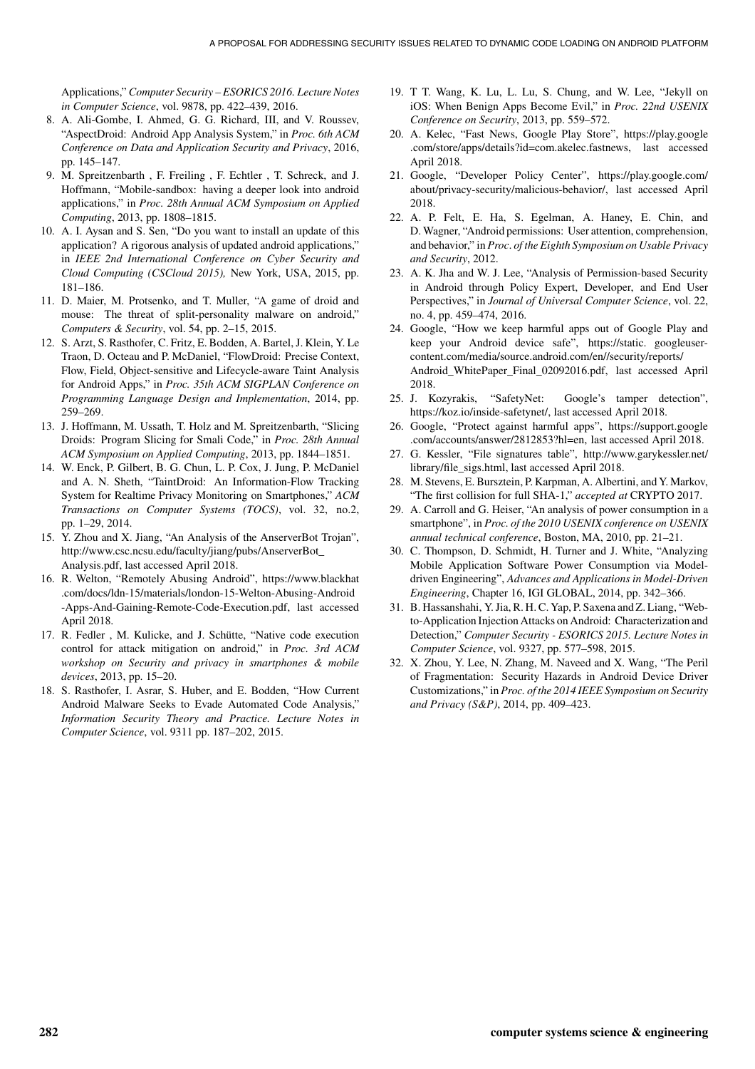Applications," *Computer Security – ESORICS 2016. Lecture Notes in Computer Science*, vol. 9878, pp. 422–439, 2016.

8. A. Ali-Gombe, I. Ahmed, G. G. Richard, III, and V. Roussev, "AspectDroid: Android App Analysis System," in *Proc. 6th ACM Conference on Data and Application Security and Privacy*, 2016, pp. 145–147.
9. M. Spreitzenbarth , F. Freiling , F. Echtler , T. Schreck, and J. Hoffmann, "Mobile-sandbox: having a deeper look into android applications," in *Proc. 28th Annual ACM Symposium on Applied Computing*, 2013, pp. 1808–1815.
10. A. I. Aysan and S. Sen, "Do you want to install an update of this application? A rigorous analysis of updated android applications," in *IEEE 2nd International Conference on Cyber Security and Cloud Computing (CSCloud 2015),* New York, USA, 2015, pp. 181–186.
11. D. Maier, M. Protsenko, and T. Muller, "A game of droid and mouse: The threat of split-personality malware on android," *Computers & Security*, vol. 54, pp. 2–15, 2015.
12. S. Arzt, S. Rasthofer, C. Fritz, E. Bodden, A. Bartel, J. Klein, Y. Le Traon, D. Octeau and P. McDaniel, "FlowDroid: Precise Context, Flow, Field, Object-sensitive and Lifecycle-aware Taint Analysis for Android Apps," in *Proc. 35th ACM SIGPLAN Conference on Programming Language Design and Implementation*, 2014, pp. 259–269.
13. J. Hoffmann, M. Ussath, T. Holz and M. Spreitzenbarth, "Slicing Droids: Program Slicing for Smali Code," in *Proc. 28th Annual ACM Symposium on Applied Computing*, 2013, pp. 1844–1851.
14. W. Enck, P. Gilbert, B. G. Chun, L. P. Cox, J. Jung, P. McDaniel and A. N. Sheth, "TaintDroid: An Information-Flow Tracking System for Realtime Privacy Monitoring on Smartphones," *ACM Transactions on Computer Systems (TOCS)*, vol. 32, no.2, pp. 1–29, 2014.
15. Y. Zhou and X. Jiang, "An Analysis of the AnserverBot Trojan", http://www.csc.ncsu.edu/faculty/jiang/pubs/AnserverBot_Analysis.pdf, last accessed April 2018.
16. R. Welton, "Remotely Abusing Android", https://www.blackhat.com/docs/ldn-15/materials/london-15-Welton-Abusing-Android-Apps-And-Gaining-Remote-Code-Execution.pdf, last accessed April 2018.
17. R. Fedler , M. Kulicke, and J. Schütte, "Native code execution control for attack mitigation on android," in *Proc. 3rd ACM workshop on Security and privacy in smartphones & mobile devices*, 2013, pp. 15–20.
18. S. Rasthofer, I. Asrar, S. Huber, and E. Bodden, "How Current Android Malware Seeks to Evade Automated Code Analysis," *Information Security Theory and Practice. Lecture Notes in Computer Science*, vol. 9311 pp. 187–202, 2015.
19. T T. Wang, K. Lu, L. Lu, S. Chung, and W. Lee, "Jekyll on iOS: When Benign Apps Become Evil," in *Proc. 22nd USENIX Conference on Security*, 2013, pp. 559–572.
20. A. Kelec, "Fast News, Google Play Store", https://play.google.com/store/apps/details?id=com.akelec.fastnews, last accessed April 2018.
21. Google, "Developer Policy Center", https://play.google.com/about/privacy-security/malicious-behavior/, last accessed April 2018.
22. A. P. Felt, E. Ha, S. Egelman, A. Haney, E. Chin, and D. Wagner, "Android permissions: User attention, comprehension, and behavior," in *Proc. of the Eighth Symposium on Usable Privacy and Security*, 2012.
23. A. K. Jha and W. J. Lee, "Analysis of Permission-based Security in Android through Policy Expert, Developer, and End User Perspectives," in *Journal of Universal Computer Science*, vol. 22, no. 4, pp. 459–474, 2016.
24. Google, "How we keep harmful apps out of Google Play and keep your Android device safe", https://static. googleusercontent.com/media/source.android.com/en//security/reports/Android_WhitePaper_Final_02092016.pdf, last accessed April 2018.
25. J. Kozyrakis, "SafetyNet: Google's tamper detection", https://koz.io/inside-safetynet/, last accessed April 2018.
26. Google, "Protect against harmful apps", https://support.google.com/accounts/answer/2812853?hl=en, last accessed April 2018.
27. G. Kessler, "File signatures table", http://www.garykessler.net/library/file_sigs.html, last accessed April 2018.
28. M. Stevens, E. Bursztein, P. Karpman, A. Albertini, and Y. Markov, "The first collision for full SHA-1," *accepted at* CRYPTO 2017.
29. A. Carroll and G. Heiser, "An analysis of power consumption in a smartphone", in *Proc. of the 2010 USENIX conference on USENIX annual technical conference*, Boston, MA, 2010, pp. 21–21.
30. C. Thompson, D. Schmidt, H. Turner and J. White, "Analyzing Mobile Application Software Power Consumption via Model-driven Engineering", *Advances and Applications in Model-Driven Engineering*, Chapter 16, IGI GLOBAL, 2014, pp. 342–366.
31. B. Hassanshahi, Y. Jia, R. H. C. Yap, P. Saxena and Z. Liang, "Web-to-Application Injection Attacks on Android: Characterization and Detection," *Computer Security - ESORICS 2015. Lecture Notes in Computer Science*, vol. 9327, pp. 577–598, 2015.
32. X. Zhou, Y. Lee, N. Zhang, M. Naveed and X. Wang, "The Peril of Fragmentation: Security Hazards in Android Device Driver Customizations," in *Proc. of the 2014 IEEE Symposium on Security and Privacy (S&P)*, 2014, pp. 409–423.